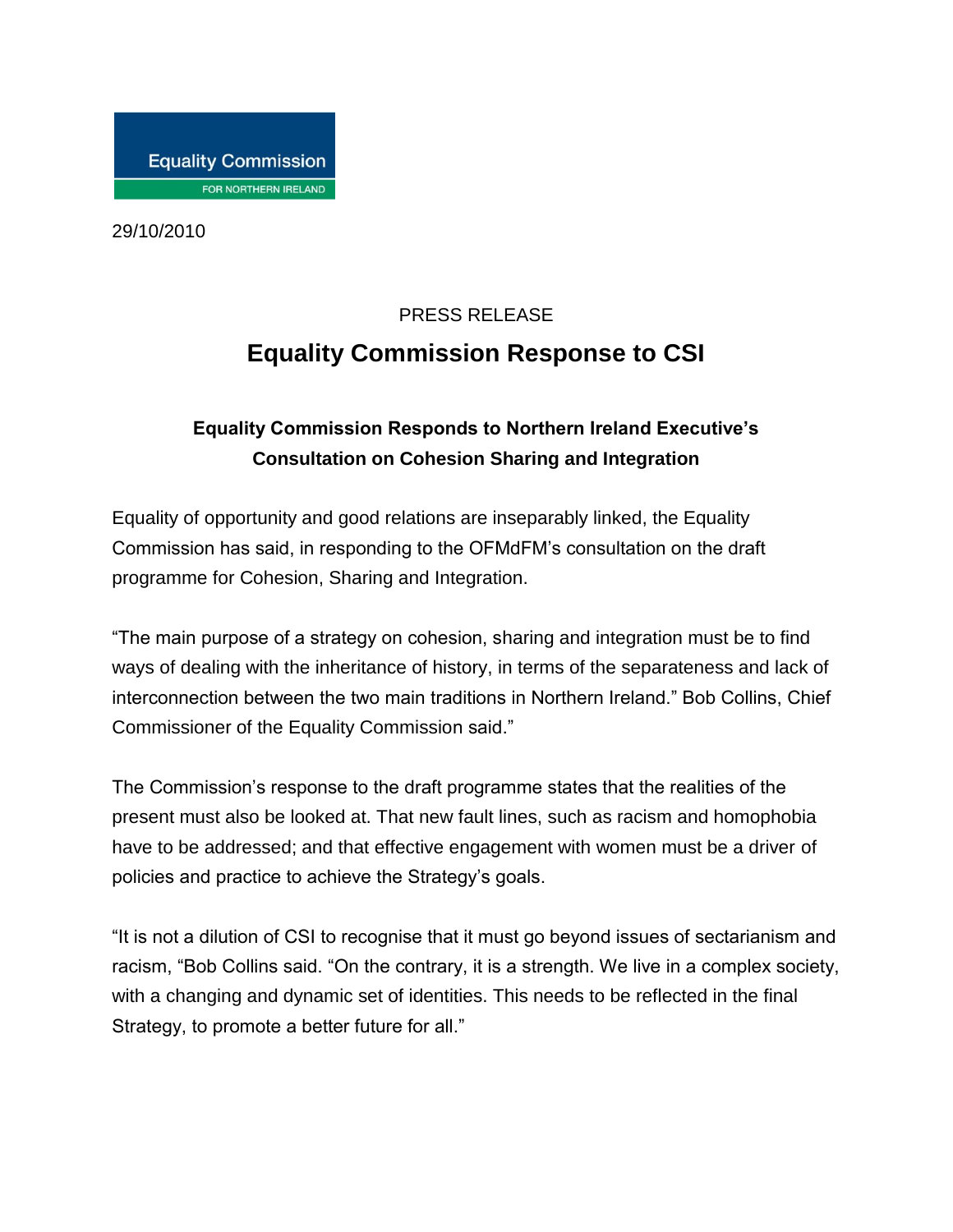Equality Commission

FOR NORTHERN IRELAND

29/10/2010

PRESS RELEASE

# Equality Commission Response to CSI

### Equality Commission Responds to Northern Ireland Executive's Consultation on Cohesion Sharing and Integration

Equality of opportunity and good relations are inseparably linked, the Equality Commission has said, in responding to the OFMdFM's consultation on the draft programme for Cohesion, Sharing and Integration.

"The main purpose of a strategy on cohesion, sharing and integration must be to find ways of dealing with the inheritance of history, in terms of the separateness and lack of interconnection between the two main traditions in Northern Ireland." Bob Collins, Chief Commissioner of the Equality Commission said."

The Commission's response to the draft programme states that the realities of the present must also be looked at. That new fault lines, such as racism and homophobia have to be addressed; and that effective engagement with women must be a driver of policies and practice to achieve the Strategy's goals.

"It is not a dilution of CSI to recognise that it must go beyond issues of sectarianism and racism, "Bob Collins said. "On the contrary, it is a strength. We live in a complex society, with a changing and dynamic set of identities. This needs to be reflected in the final Strategy, to promote a better future for all."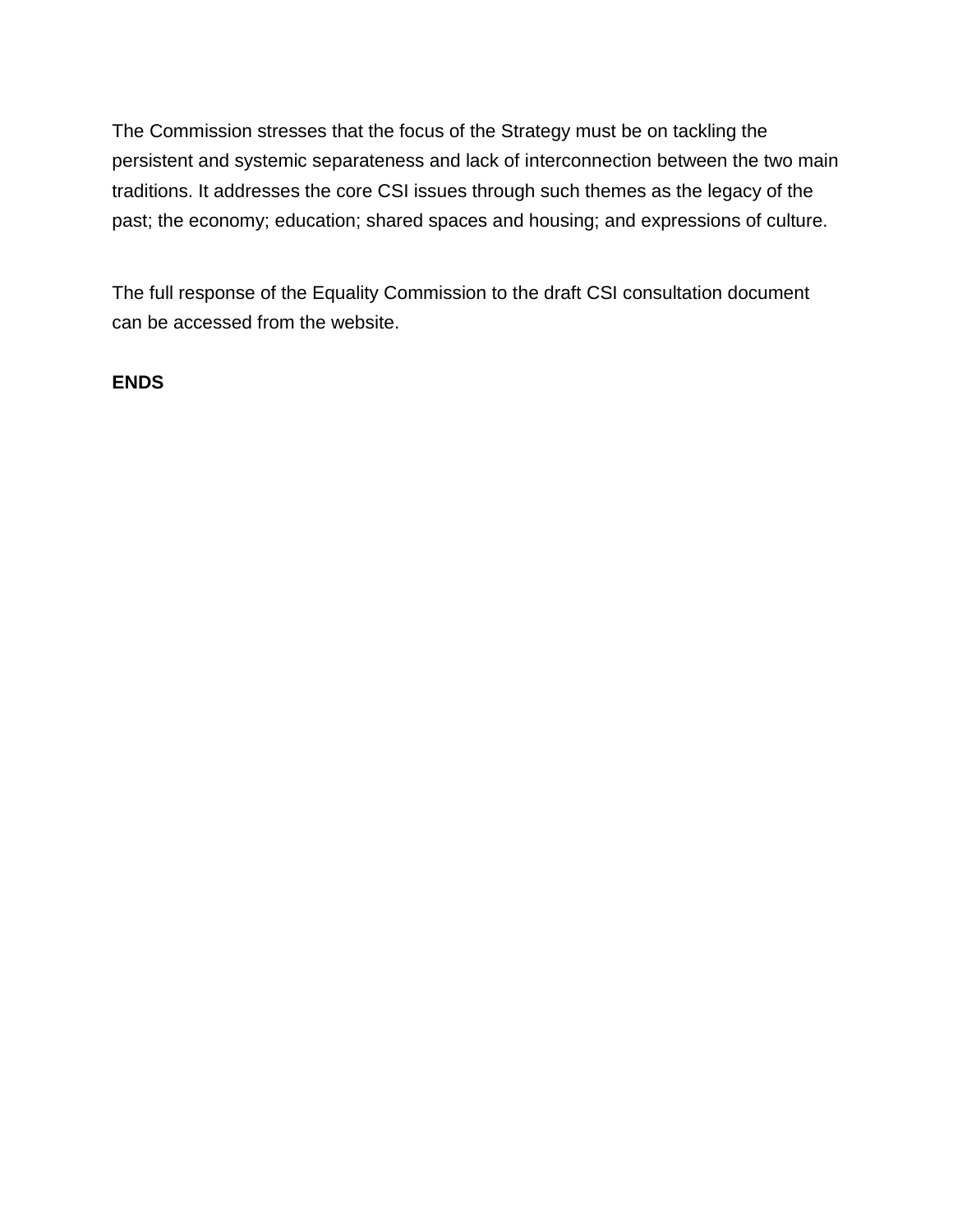The Commission stresses that the focus of the Strategy must be on tackling the persistent and systemic separateness and lack of interconnection between the two main traditions. It addresses the core CSI issues through such themes as the legacy of the past; the economy; education; shared spaces and housing; and expressions of culture.

The full response of the Equality Commission to the draft CSI consultation document can be accessed from the website.

**ENDS**